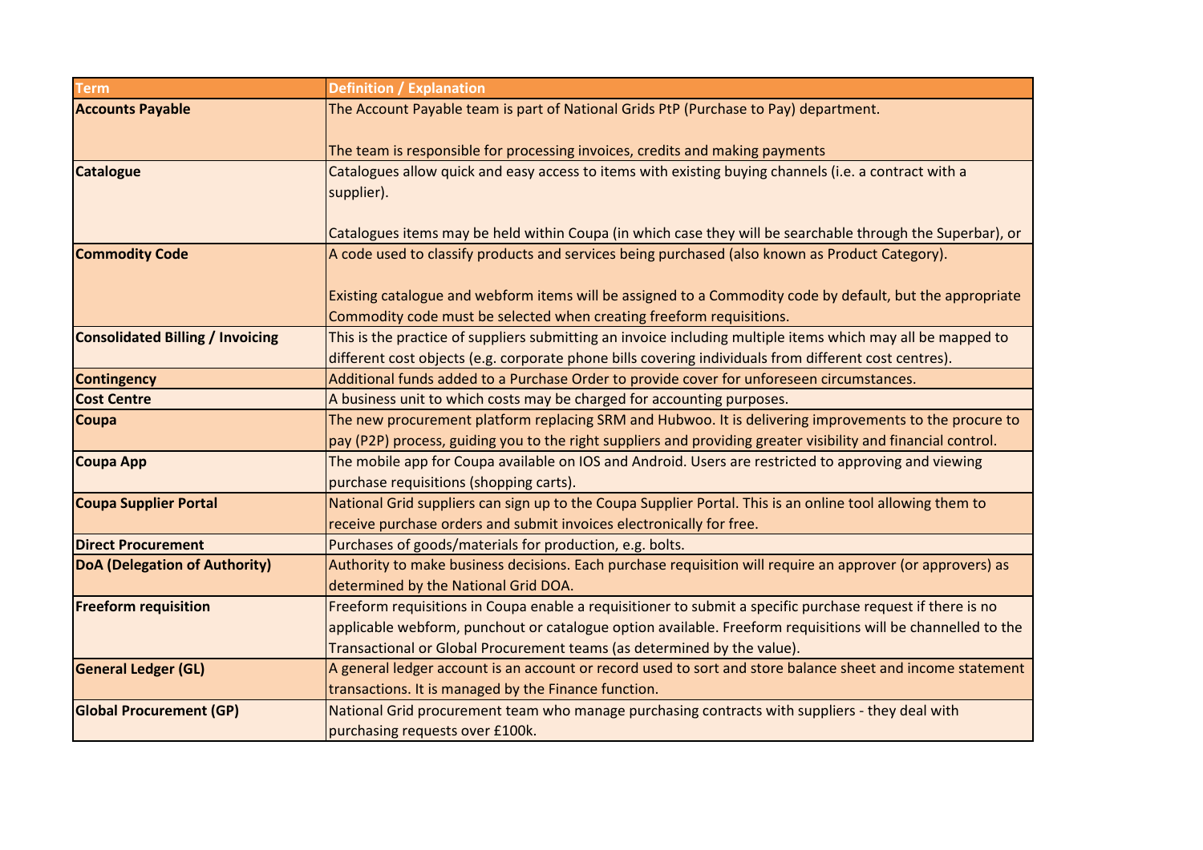| Term | Definition / Explanation |
| --- | --- |
| **Accounts Payable** | The Account Payable team is part of National Grids PtP (Purchase to Pay) department.<br><br>The team is responsible for processing invoices, credits and making payments |
| **Catalogue** | Catalogues allow quick and easy access to items with existing buying channels (i.e. a contract with a supplier).<br><br>Catalogues items may be held within Coupa (in which case they will be searchable through the Superbar), or |
| **Commodity Code** | A code used to classify products and services being purchased (also known as Product Category).<br><br>Existing catalogue and webform items will be assigned to a Commodity code by default, but the appropriate Commodity code must be selected when creating freeform requisitions. |
| **Consolidated Billing / Invoicing** | This is the practice of suppliers submitting an invoice including multiple items which may all be mapped to different cost objects (e.g. corporate phone bills covering individuals from different cost centres). |
| **Contingency** | Additional funds added to a Purchase Order to provide cover for unforeseen circumstances. |
| **Cost Centre** | A business unit to which costs may be charged for accounting purposes. |
| **Coupa** | The new procurement platform replacing SRM and Hubwoo. It is delivering improvements to the procure to pay (P2P) process, guiding you to the right suppliers and providing greater visibility and financial control. |
| **Coupa App** | The mobile app for Coupa available on IOS and Android. Users are restricted to approving and viewing purchase requisitions (shopping carts). |
| **Coupa Supplier Portal** | National Grid suppliers can sign up to the Coupa Supplier Portal. This is an online tool allowing them to receive purchase orders and submit invoices electronically for free. |
| **Direct Procurement** | Purchases of goods/materials for production, e.g. bolts. |
| **DoA (Delegation of Authority)** | Authority to make business decisions. Each purchase requisition will require an approver (or approvers) as determined by the National Grid DOA. |
| **Freeform requisition** | Freeform requisitions in Coupa enable a requisitioner to submit a specific purchase request if there is no applicable webform, punchout or catalogue option available. Freeform requisitions will be channelled to the Transactional or Global Procurement teams (as determined by the value). |
| **General Ledger (GL)** | A general ledger account is an account or record used to sort and store balance sheet and income statement transactions. It is managed by the Finance function. |
| **Global Procurement (GP)** | National Grid procurement team who manage purchasing contracts with suppliers - they deal with purchasing requests over £100k. |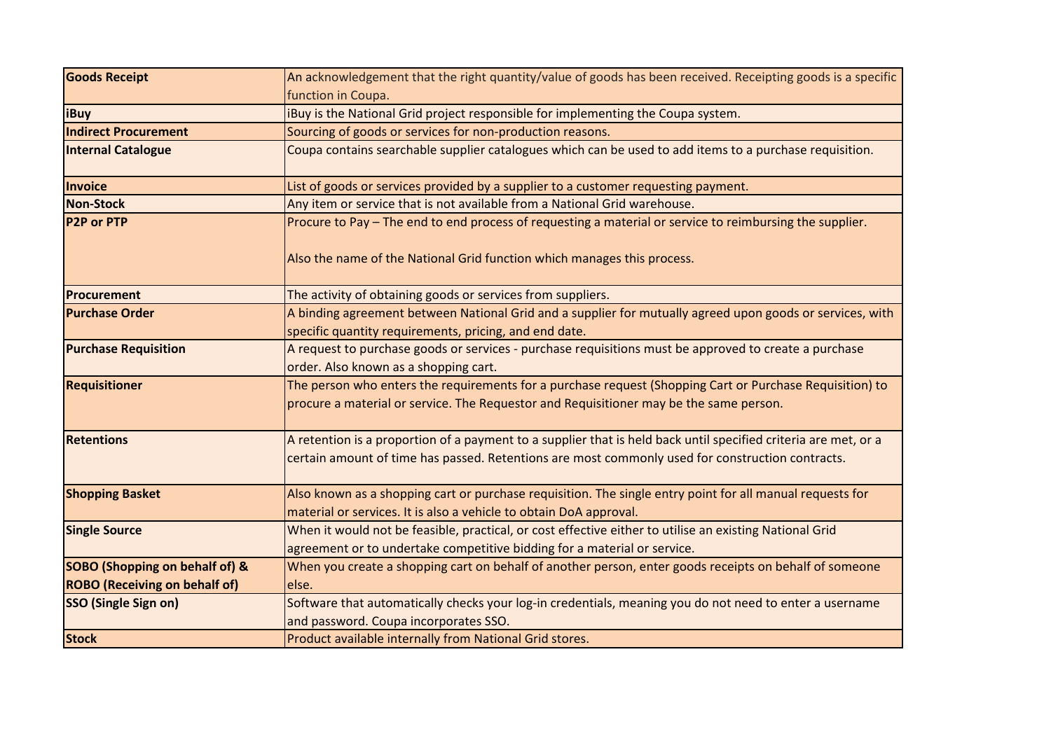| | |
|---|---|
| **Goods Receipt** | An acknowledgement that the right quantity/value of goods has been received. Receipting goods is a specific function in Coupa. |
| **iBuy** | iBuy is the National Grid project responsible for implementing the Coupa system. |
| **Indirect Procurement** | Sourcing of goods or services for non-production reasons. |
| **Internal Catalogue** | Coupa contains searchable supplier catalogues which can be used to add items to a purchase requisition. |
| **Invoice** | List of goods or services provided by a supplier to a customer requesting payment. |
| **Non-Stock** | Any item or service that is not available from a National Grid warehouse. |
| **P2P or PTP** | Procure to Pay – The end to end process of requesting a material or service to reimbursing the supplier.<br><br>Also the name of the National Grid function which manages this process. |
| **Procurement** | The activity of obtaining goods or services from suppliers. |
| **Purchase Order** | A binding agreement between National Grid and a supplier for mutually agreed upon goods or services, with specific quantity requirements, pricing, and end date. |
| **Purchase Requisition** | A request to purchase goods or services - purchase requisitions must be approved to create a purchase order. Also known as a shopping cart. |
| **Requisitioner** | The person who enters the requirements for a purchase request (Shopping Cart or Purchase Requisition) to procure a material or service. The Requestor and Requisitioner may be the same person. |
| **Retentions** | A retention is a proportion of a payment to a supplier that is held back until specified criteria are met, or a certain amount of time has passed. Retentions are most commonly used for construction contracts. |
| **Shopping Basket** | Also known as a shopping cart or purchase requisition. The single entry point for all manual requests for material or services. It is also a vehicle to obtain DoA approval. |
| **Single Source** | When it would not be feasible, practical, or cost effective either to utilise an existing National Grid agreement or to undertake competitive bidding for a material or service. |
| **SOBO (Shopping on behalf of) & ROBO (Receiving on behalf of)** | When you create a shopping cart on behalf of another person, enter goods receipts on behalf of someone else. |
| **SSO (Single Sign on)** | Software that automatically checks your log-in credentials, meaning you do not need to enter a username and password. Coupa incorporates SSO. |
| **Stock** | Product available internally from National Grid stores. |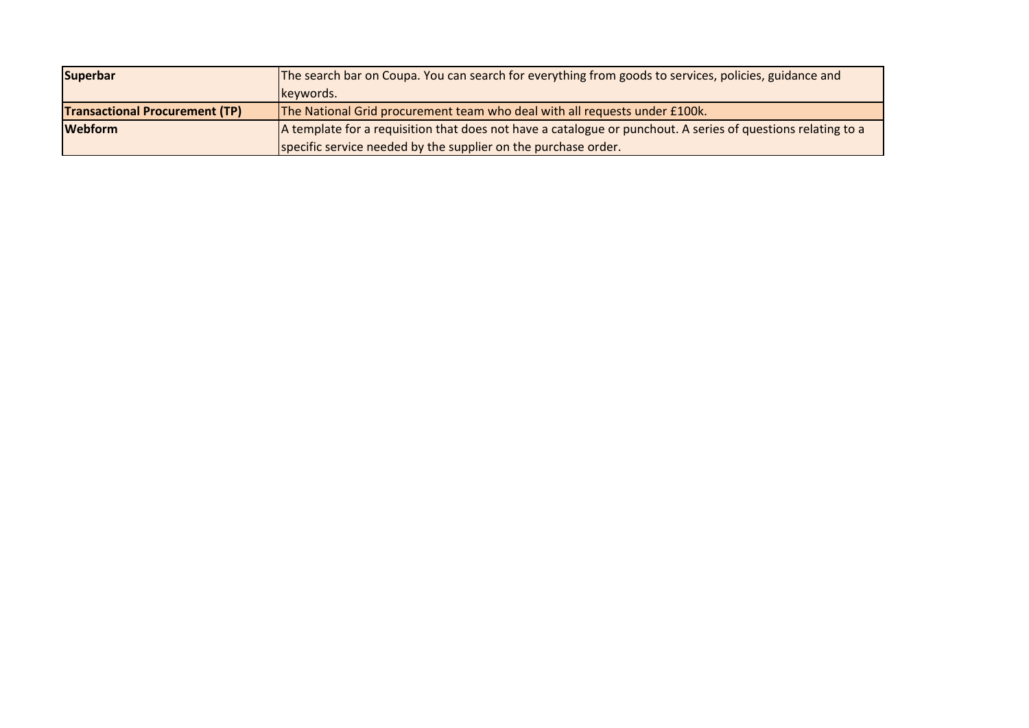| | |
|---|---|
| **Superbar** | The search bar on Coupa. You can search for everything from goods to services, policies, guidance and keywords. |
| **Transactional Procurement (TP)** | The National Grid procurement team who deal with all requests under £100k. |
| **Webform** | A template for a requisition that does not have a catalogue or punchout. A series of questions relating to a specific service needed by the supplier on the purchase order. |